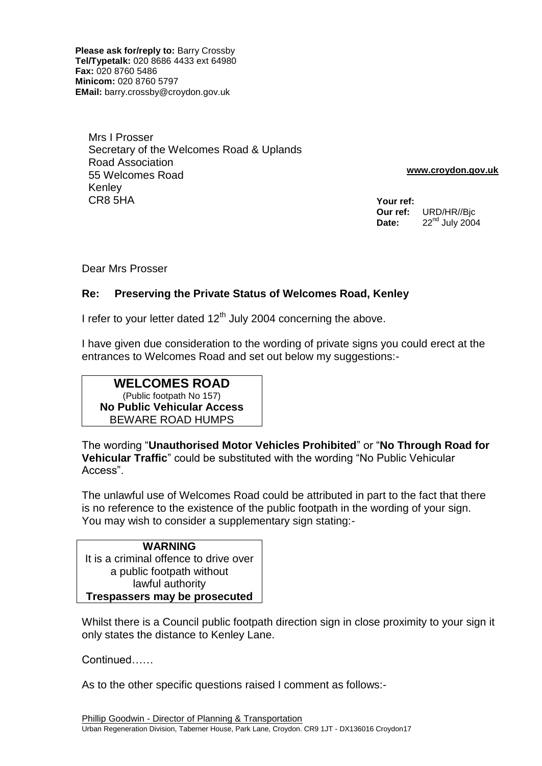**Please ask for/reply to:** Barry Crossby
**Tel/Typetalk:** 020 8686 4433 ext 64980
**Fax:** 020 8760 5486
**Minicom:** 020 8760 5797
**EMail:** barry.crossby@croydon.gov.uk

Mrs I Prosser
Secretary of the Welcomes Road & Uplands Road Association
55 Welcomes Road
Kenley
CR8 5HA

**www.croydon.gov.uk**

**Your ref:**
**Our ref:** URD/HR//Bjc
**Date:** 22nd July 2004

Dear Mrs Prosser

**Re: Preserving the Private Status of Welcomes Road, Kenley**

I refer to your letter dated 12th July 2004 concerning the above.

I have given due consideration to the wording of private signs you could erect at the entrances to Welcomes Road and set out below my suggestions:-

| **WELCOMES ROAD** |
|---|
| (Public footpath No 157) |
| **No Public Vehicular Access** |
| BEWARE ROAD HUMPS |

The wording "**Unauthorised Motor Vehicles Prohibited**" or "**No Through Road for Vehicular Traffic**" could be substituted with the wording "No Public Vehicular Access".

The unlawful use of Welcomes Road could be attributed in part to the fact that there is no reference to the existence of the public footpath in the wording of your sign. You may wish to consider a supplementary sign stating:-

| **WARNING** |
|---|
| It is a criminal offence to drive over a public footpath without lawful authority |
| **Trespassers may be prosecuted** |

Whilst there is a Council public footpath direction sign in close proximity to your sign it only states the distance to Kenley Lane.

Continued……

As to the other specific questions raised I comment as follows:-

Phillip Goodwin - Director of Planning & Transportation
Urban Regeneration Division, Taberner House, Park Lane, Croydon. CR9 1JT - DX136016 Croydon17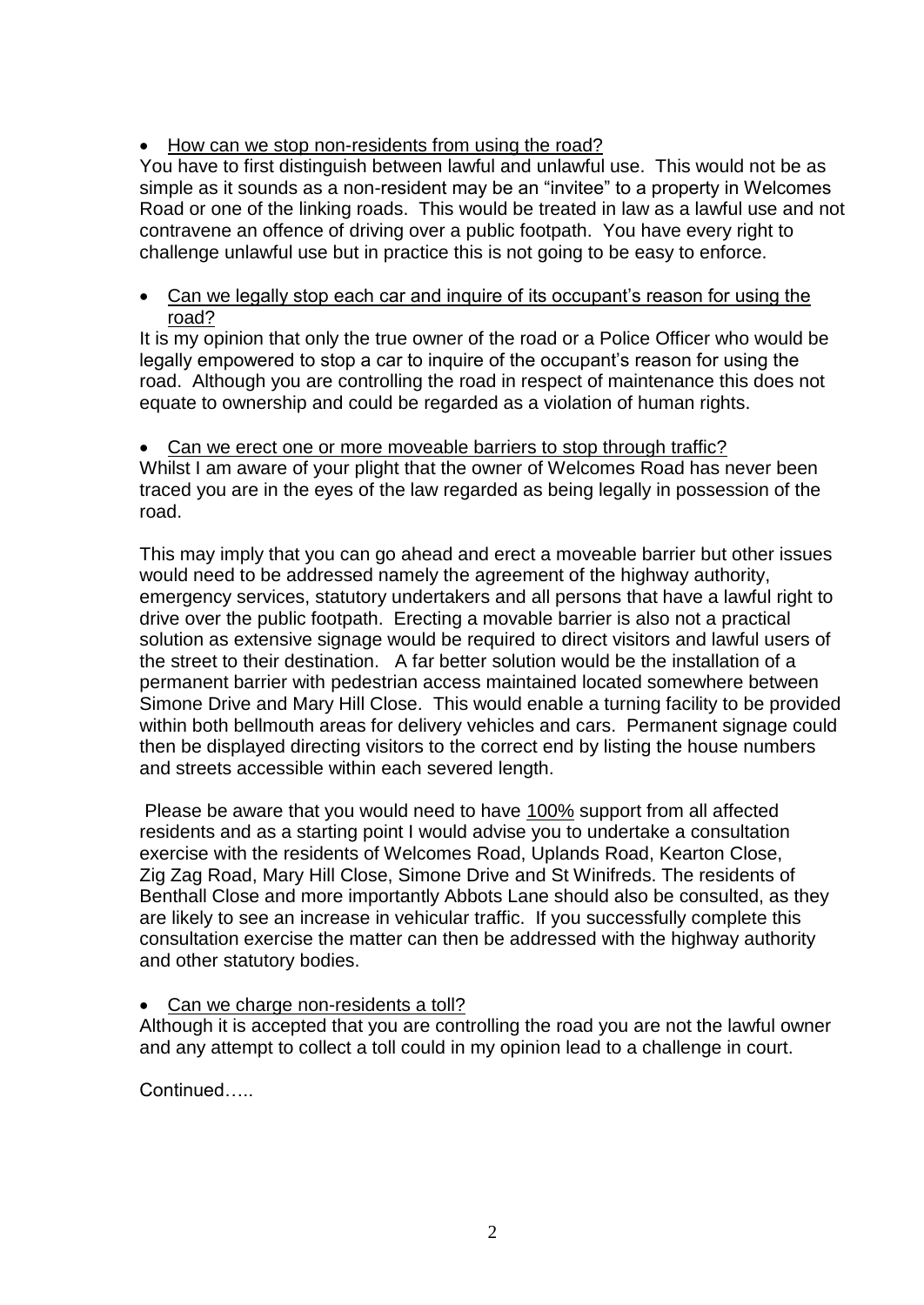- <u>How can we stop non-residents from using the road?</u>

You have to first distinguish between lawful and unlawful use. This would not be as simple as it sounds as a non-resident may be an "invitee" to a property in Welcomes Road or one of the linking roads. This would be treated in law as a lawful use and not contravene an offence of driving over a public footpath. You have every right to challenge unlawful use but in practice this is not going to be easy to enforce.

- <u>Can we legally stop each car and inquire of its occupant's reason for using the road?</u>

It is my opinion that only the true owner of the road or a Police Officer who would be legally empowered to stop a car to inquire of the occupant's reason for using the road. Although you are controlling the road in respect of maintenance this does not equate to ownership and could be regarded as a violation of human rights.

- <u>Can we erect one or more moveable barriers to stop through traffic?</u>

Whilst I am aware of your plight that the owner of Welcomes Road has never been traced you are in the eyes of the law regarded as being legally in possession of the road.

This may imply that you can go ahead and erect a moveable barrier but other issues would need to be addressed namely the agreement of the highway authority, emergency services, statutory undertakers and all persons that have a lawful right to drive over the public footpath. Erecting a movable barrier is also not a practical solution as extensive signage would be required to direct visitors and lawful users of the street to their destination. A far better solution would be the installation of a permanent barrier with pedestrian access maintained located somewhere between Simone Drive and Mary Hill Close. This would enable a turning facility to be provided within both bellmouth areas for delivery vehicles and cars. Permanent signage could then be displayed directing visitors to the correct end by listing the house numbers and streets accessible within each severed length.

Please be aware that you would need to have <u>100%</u> support from all affected residents and as a starting point I would advise you to undertake a consultation exercise with the residents of Welcomes Road, Uplands Road, Kearton Close, Zig Zag Road, Mary Hill Close, Simone Drive and St Winifreds. The residents of Benthall Close and more importantly Abbots Lane should also be consulted, as they are likely to see an increase in vehicular traffic. If you successfully complete this consultation exercise the matter can then be addressed with the highway authority and other statutory bodies.

- <u>Can we charge non-residents a toll?</u>

Although it is accepted that you are controlling the road you are not the lawful owner and any attempt to collect a toll could in my opinion lead to a challenge in court.

Continued…..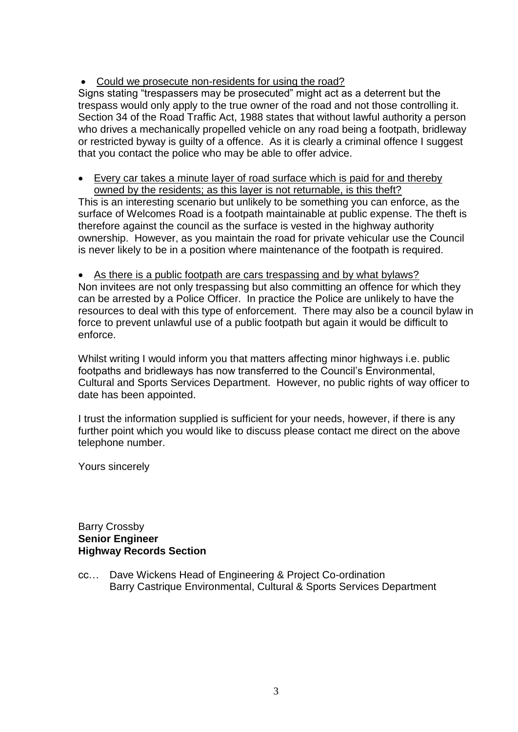- Could we prosecute non-residents for using the road?

Signs stating "trespassers may be prosecuted" might act as a deterrent but the trespass would only apply to the true owner of the road and not those controlling it. Section 34 of the Road Traffic Act, 1988 states that without lawful authority a person who drives a mechanically propelled vehicle on any road being a footpath, bridleway or restricted byway is guilty of a offence. As it is clearly a criminal offence I suggest that you contact the police who may be able to offer advice.

- Every car takes a minute layer of road surface which is paid for and thereby owned by the residents; as this layer is not returnable, is this theft?

This is an interesting scenario but unlikely to be something you can enforce, as the surface of Welcomes Road is a footpath maintainable at public expense. The theft is therefore against the council as the surface is vested in the highway authority ownership. However, as you maintain the road for private vehicular use the Council is never likely to be in a position where maintenance of the footpath is required.

- As there is a public footpath are cars trespassing and by what bylaws?

Non invitees are not only trespassing but also committing an offence for which they can be arrested by a Police Officer. In practice the Police are unlikely to have the resources to deal with this type of enforcement. There may also be a council bylaw in force to prevent unlawful use of a public footpath but again it would be difficult to enforce.

Whilst writing I would inform you that matters affecting minor highways i.e. public footpaths and bridleways has now transferred to the Council's Environmental, Cultural and Sports Services Department. However, no public rights of way officer to date has been appointed.

I trust the information supplied is sufficient for your needs, however, if there is any further point which you would like to discuss please contact me direct on the above telephone number.

Yours sincerely

Barry Crossby
**Senior Engineer**
**Highway Records Section**

cc… Dave Wickens Head of Engineering & Project Co-ordination
Barry Castrique Environmental, Cultural & Sports Services Department